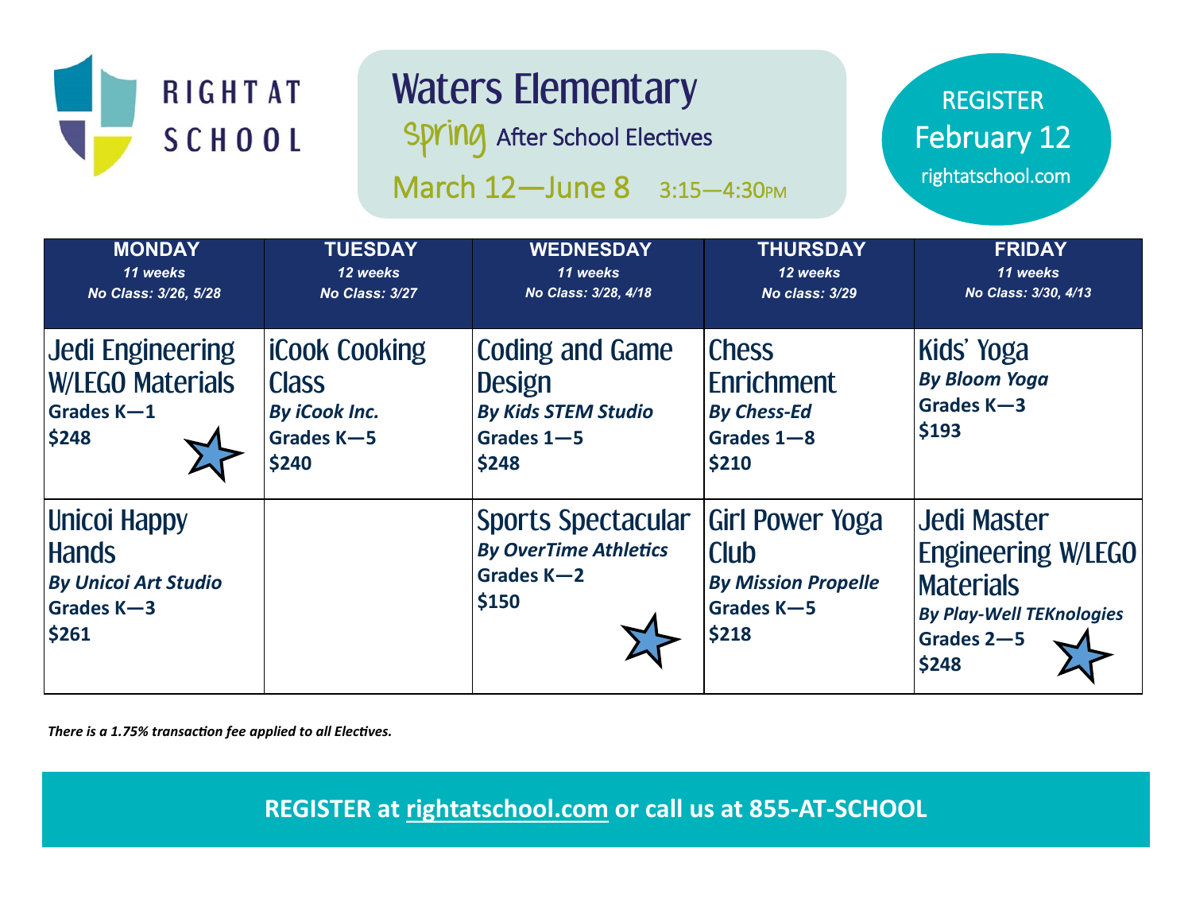RIGHT AT SCHOOL

# Waters Elementary

## Spring After School Electives

March 12—June 8  3:15—4:30PM

REGISTER
February 12
rightatschool.com

| MONDAY<br>*11 weeks*<br>*No Class: 3/26, 5/28* | TUESDAY<br>*12 weeks*<br>*No Class: 3/27* | WEDNESDAY<br>*11 weeks*<br>*No Class: 3/28, 4/18* | THURSDAY<br>*12 weeks*<br>*No class: 3/29* | FRIDAY<br>*11 weeks*<br>*No Class: 3/30, 4/13* |
|---|---|---|---|---|
| **Jedi Engineering W/LEGO Materials**<br>**Grades K—1**<br>**$248** ★ | **iCook Cooking Class**<br>***By iCook Inc.***<br>**Grades K—5**<br>**$240** | **Coding and Game Design**<br>***By Kids STEM Studio***<br>**Grades 1—5**<br>**$248** | **Chess Enrichment**<br>***By Chess-Ed***<br>**Grades 1—8**<br>**$210** | **Kids' Yoga**<br>***By Bloom Yoga***<br>**Grades K—3**<br>**$193** |
| **Unicoi Happy Hands**<br>***By Unicoi Art Studio***<br>**Grades K—3**<br>**$261** | | **Sports Spectacular**<br>***By OverTime Athletics***<br>**Grades K—2**<br>**$150** ★ | **Girl Power Yoga Club**<br>***By Mission Propelle***<br>**Grades K—5**<br>**$218** | **Jedi Master Engineering W/LEGO Materials**<br>***By Play-Well TEKnologies***<br>**Grades 2—5**<br>**$248** ★ |

***There is a 1.75% transaction fee applied to all Electives.***

**REGISTER at rightatschool.com or call us at 855-AT-SCHOOL**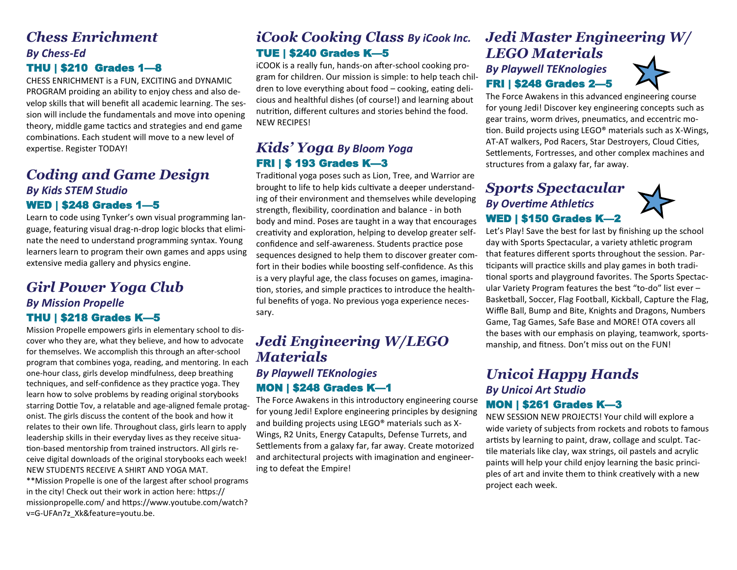## *Chess Enrichment*

***By Chess-Ed***

**THU | $210 Grades 1—8**

CHESS ENRICHMENT is a FUN, EXCITING and DYNAMIC PROGRAM proiding an ability to enjoy chess and also develop skills that will benefit all academic learning. The session will include the fundamentals and move into opening theory, middle game tactics and strategies and end game combinations. Each student will move to a new level of expertise. Register TODAY!

## *Coding and Game Design*

***By Kids STEM Studio***

**WED | $248 Grades 1—5**

Learn to code using Tynker's own visual programming language, featuring visual drag-n-drop logic blocks that eliminate the need to understand programming syntax. Young learners learn to program their own games and apps using extensive media gallery and physics engine.

## *Girl Power Yoga Club*

***By Mission Propelle***

**THU | $218 Grades K—5**

Mission Propelle empowers girls in elementary school to discover who they are, what they believe, and how to advocate for themselves. We accomplish this through an after-school program that combines yoga, reading, and mentoring. In each one-hour class, girls develop mindfulness, deep breathing techniques, and self-confidence as they practice yoga. They learn how to solve problems by reading original storybooks starring Dottie Tov, a relatable and age-aligned female protagonist. The girls discuss the content of the book and how it relates to their own life. Throughout class, girls learn to apply leadership skills in their everyday lives as they receive situation-based mentorship from trained instructors. All girls receive digital downloads of the original storybooks each week! NEW STUDENTS RECEIVE A SHIRT AND YOGA MAT.

**Mission Propelle is one of the largest after school programs in the city! Check out their work in action here: https://missionpropelle.com/ and https://www.youtube.com/watch?v=G-UFAn7z_Xk&feature=youtu.be.

## *iCook Cooking Class* ***By iCook Inc.***

**TUE | $240 Grades K—5**

iCOOK is a really fun, hands-on after-school cooking program for children. Our mission is simple: to help teach children to love everything about food – cooking, eating delicious and healthful dishes (of course!) and learning about nutrition, different cultures and stories behind the food. NEW RECIPES!

## *Kids' Yoga* ***By Bloom Yoga***

**FRI | $ 193 Grades K—3**

Traditional yoga poses such as Lion, Tree, and Warrior are brought to life to help kids cultivate a deeper understanding of their environment and themselves while developing strength, flexibility, coordination and balance - in both body and mind. Poses are taught in a way that encourages creativity and exploration, helping to develop greater self-confidence and self-awareness. Students practice pose sequences designed to help them to discover greater comfort in their bodies while boosting self-confidence. As this is a very playful age, the class focuses on games, imagination, stories, and simple practices to introduce the healthful benefits of yoga. No previous yoga experience necessary.

## *Jedi Engineering W/LEGO Materials*

***By Playwell TEKnologies***

**MON | $248 Grades K—1**

The Force Awakens in this introductory engineering course for young Jedi! Explore engineering principles by designing and building projects using LEGO® materials such as X-Wings, R2 Units, Energy Catapults, Defense Turrets, and Settlements from a galaxy far, far away. Create motorized and architectural projects with imagination and engineering to defeat the Empire!

## *Jedi Master Engineering W/ LEGO Materials*

***By Playwell TEKnologies***

**FRI | $248 Grades 2—5**

The Force Awakens in this advanced engineering course for young Jedi! Discover key engineering concepts such as gear trains, worm drives, pneumatics, and eccentric motion. Build projects using LEGO® materials such as X-Wings, AT-AT walkers, Pod Racers, Star Destroyers, Cloud Cities, Settlements, Fortresses, and other complex machines and structures from a galaxy far, far away.

## *Sports Spectacular*

***By Overtime Athletics***

**WED | $150 Grades K—2**

Let's Play! Save the best for last by finishing up the school day with Sports Spectacular, a variety athletic program that features different sports throughout the session. Participants will practice skills and play games in both traditional sports and playground favorites. The Sports Spectacular Variety Program features the best "to-do" list ever – Basketball, Soccer, Flag Football, Kickball, Capture the Flag, Wiffle Ball, Bump and Bite, Knights and Dragons, Numbers Game, Tag Games, Safe Base and MORE! OTA covers all the bases with our emphasis on playing, teamwork, sportsmanship, and fitness. Don't miss out on the FUN!

## *Unicoi Happy Hands*

***By Unicoi Art Studio***

**MON | $261 Grades K—3**

NEW SESSION NEW PROJECTS! Your child will explore a wide variety of subjects from rockets and robots to famous artists by learning to paint, draw, collage and sculpt. Tactile materials like clay, wax strings, oil pastels and acrylic paints will help your child enjoy learning the basic principles of art and invite them to think creatively with a new project each week.